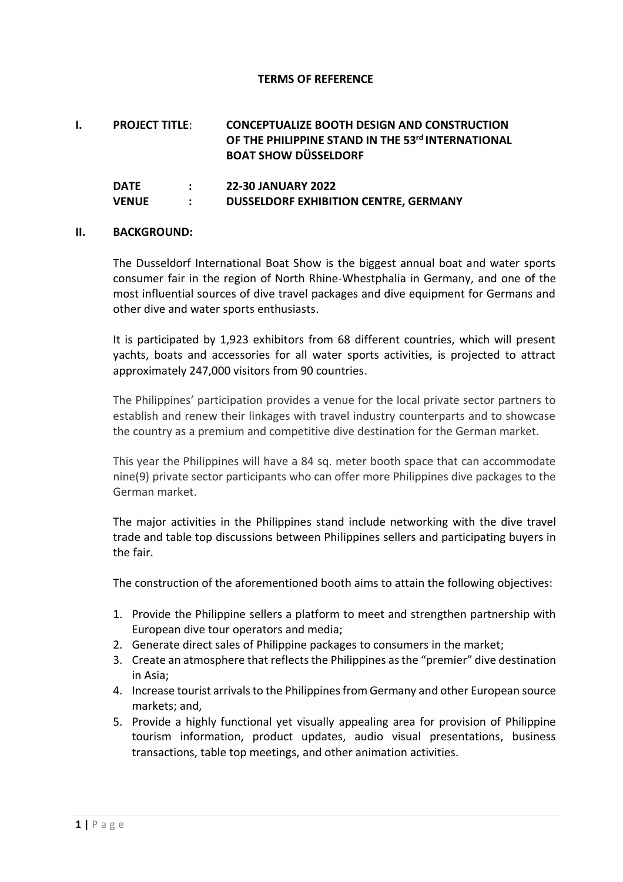# TERMS OF REFERENCE

**I. PROJECT TITLE: CONCEPTUALIZE BOOTH DESIGN AND CONSTRUCTION OF THE PHILIPPINE STAND IN THE 53rd INTERNATIONAL BOAT SHOW DÜSSELDORF**

**DATE : 22-30 JANUARY 2022**
**VENUE : DUSSELDORF EXHIBITION CENTRE, GERMANY**

## II. BACKGROUND:

The Dusseldorf International Boat Show is the biggest annual boat and water sports consumer fair in the region of North Rhine-Whestphalia in Germany, and one of the most influential sources of dive travel packages and dive equipment for Germans and other dive and water sports enthusiasts.

It is participated by 1,923 exhibitors from 68 different countries, which will present yachts, boats and accessories for all water sports activities, is projected to attract approximately 247,000 visitors from 90 countries.

The Philippines' participation provides a venue for the local private sector partners to establish and renew their linkages with travel industry counterparts and to showcase the country as a premium and competitive dive destination for the German market.

This year the Philippines will have a 84 sq. meter booth space that can accommodate nine(9) private sector participants who can offer more Philippines dive packages to the German market.

The major activities in the Philippines stand include networking with the dive travel trade and table top discussions between Philippines sellers and participating buyers in the fair.

The construction of the aforementioned booth aims to attain the following objectives:

1. Provide the Philippine sellers a platform to meet and strengthen partnership with European dive tour operators and media;
2. Generate direct sales of Philippine packages to consumers in the market;
3. Create an atmosphere that reflects the Philippines as the "premier" dive destination in Asia;
4. Increase tourist arrivals to the Philippines from Germany and other European source markets; and,
5. Provide a highly functional yet visually appealing area for provision of Philippine tourism information, product updates, audio visual presentations, business transactions, table top meetings, and other animation activities.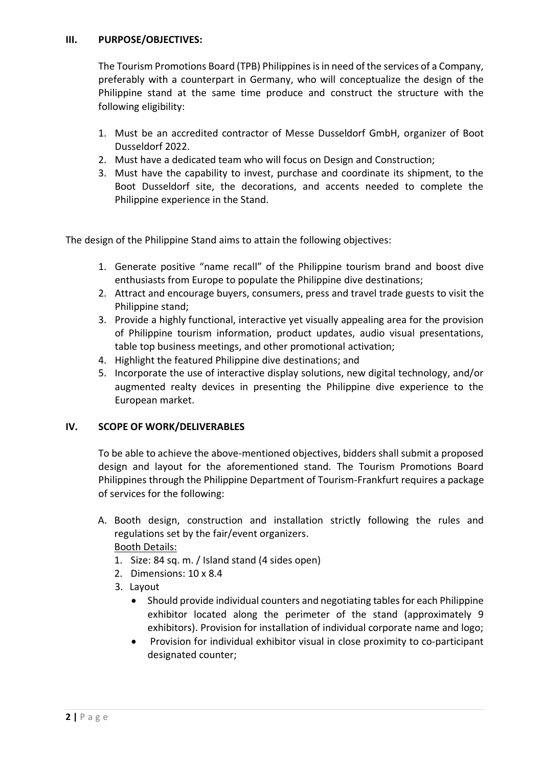## III. PURPOSE/OBJECTIVES:

The Tourism Promotions Board (TPB) Philippines is in need of the services of a Company, preferably with a counterpart in Germany, who will conceptualize the design of the Philippine stand at the same time produce and construct the structure with the following eligibility:

1. Must be an accredited contractor of Messe Dusseldorf GmbH, organizer of Boot Dusseldorf 2022.
2. Must have a dedicated team who will focus on Design and Construction;
3. Must have the capability to invest, purchase and coordinate its shipment, to the Boot Dusseldorf site, the decorations, and accents needed to complete the Philippine experience in the Stand.

The design of the Philippine Stand aims to attain the following objectives:

1. Generate positive "name recall" of the Philippine tourism brand and boost dive enthusiasts from Europe to populate the Philippine dive destinations;
2. Attract and encourage buyers, consumers, press and travel trade guests to visit the Philippine stand;
3. Provide a highly functional, interactive yet visually appealing area for the provision of Philippine tourism information, product updates, audio visual presentations, table top business meetings, and other promotional activation;
4. Highlight the featured Philippine dive destinations; and
5. Incorporate the use of interactive display solutions, new digital technology, and/or augmented realty devices in presenting the Philippine dive experience to the European market.

## IV. SCOPE OF WORK/DELIVERABLES

To be able to achieve the above-mentioned objectives, bidders shall submit a proposed design and layout for the aforementioned stand. The Tourism Promotions Board Philippines through the Philippine Department of Tourism-Frankfurt requires a package of services for the following:

A. Booth design, construction and installation strictly following the rules and regulations set by the fair/event organizers.
   Booth Details:
   1. Size: 84 sq. m. / Island stand (4 sides open)
   2. Dimensions: 10 x 8.4
   3. Layout
      - Should provide individual counters and negotiating tables for each Philippine exhibitor located along the perimeter of the stand (approximately 9 exhibitors). Provision for installation of individual corporate name and logo;
      - Provision for individual exhibitor visual in close proximity to co-participant designated counter;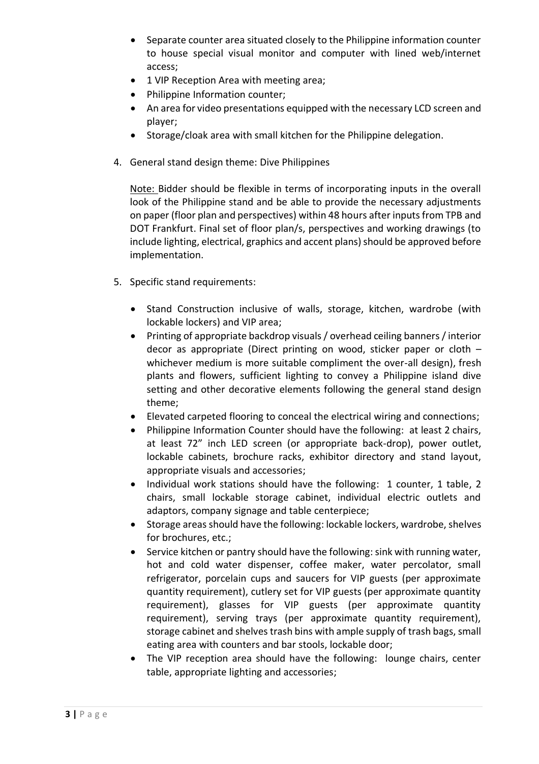- Separate counter area situated closely to the Philippine information counter to house special visual monitor and computer with lined web/internet access;
- 1 VIP Reception Area with meeting area;
- Philippine Information counter;
- An area for video presentations equipped with the necessary LCD screen and player;
- Storage/cloak area with small kitchen for the Philippine delegation.

4. General stand design theme: Dive Philippines

   Note: Bidder should be flexible in terms of incorporating inputs in the overall look of the Philippine stand and be able to provide the necessary adjustments on paper (floor plan and perspectives) within 48 hours after inputs from TPB and DOT Frankfurt. Final set of floor plan/s, perspectives and working drawings (to include lighting, electrical, graphics and accent plans) should be approved before implementation.

5. Specific stand requirements:

   - Stand Construction inclusive of walls, storage, kitchen, wardrobe (with lockable lockers) and VIP area;
   - Printing of appropriate backdrop visuals / overhead ceiling banners / interior decor as appropriate (Direct printing on wood, sticker paper or cloth – whichever medium is more suitable compliment the over-all design), fresh plants and flowers, sufficient lighting to convey a Philippine island dive setting and other decorative elements following the general stand design theme;
   - Elevated carpeted flooring to conceal the electrical wiring and connections;
   - Philippine Information Counter should have the following: at least 2 chairs, at least 72" inch LED screen (or appropriate back-drop), power outlet, lockable cabinets, brochure racks, exhibitor directory and stand layout, appropriate visuals and accessories;
   - Individual work stations should have the following: 1 counter, 1 table, 2 chairs, small lockable storage cabinet, individual electric outlets and adaptors, company signage and table centerpiece;
   - Storage areas should have the following: lockable lockers, wardrobe, shelves for brochures, etc.;
   - Service kitchen or pantry should have the following: sink with running water, hot and cold water dispenser, coffee maker, water percolator, small refrigerator, porcelain cups and saucers for VIP guests (per approximate quantity requirement), cutlery set for VIP guests (per approximate quantity requirement), glasses for VIP guests (per approximate quantity requirement), serving trays (per approximate quantity requirement), storage cabinet and shelves trash bins with ample supply of trash bags, small eating area with counters and bar stools, lockable door;
   - The VIP reception area should have the following: lounge chairs, center table, appropriate lighting and accessories;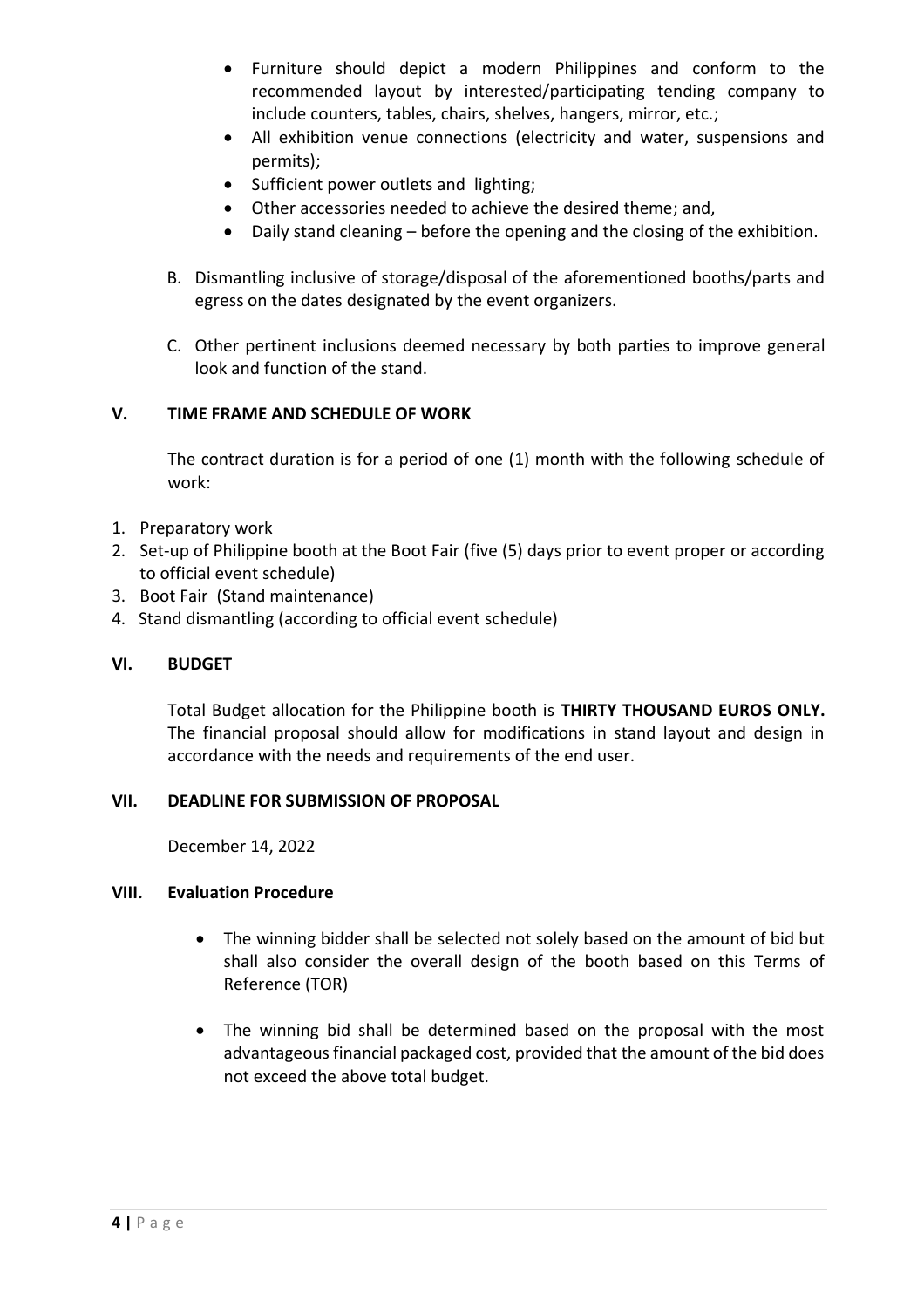- Furniture should depict a modern Philippines and conform to the recommended layout by interested/participating tending company to include counters, tables, chairs, shelves, hangers, mirror, etc.;
- All exhibition venue connections (electricity and water, suspensions and permits);
- Sufficient power outlets and lighting;
- Other accessories needed to achieve the desired theme; and,
- Daily stand cleaning – before the opening and the closing of the exhibition.

B. Dismantling inclusive of storage/disposal of the aforementioned booths/parts and egress on the dates designated by the event organizers.

C. Other pertinent inclusions deemed necessary by both parties to improve general look and function of the stand.

## V. TIME FRAME AND SCHEDULE OF WORK

The contract duration is for a period of one (1) month with the following schedule of work:

1. Preparatory work
2. Set-up of Philippine booth at the Boot Fair (five (5) days prior to event proper or according to official event schedule)
3. Boot Fair (Stand maintenance)
4. Stand dismantling (according to official event schedule)

## VI. BUDGET

Total Budget allocation for the Philippine booth is **THIRTY THOUSAND EUROS ONLY.** The financial proposal should allow for modifications in stand layout and design in accordance with the needs and requirements of the end user.

## VII. DEADLINE FOR SUBMISSION OF PROPOSAL

December 14, 2022

## VIII. Evaluation Procedure

- The winning bidder shall be selected not solely based on the amount of bid but shall also consider the overall design of the booth based on this Terms of Reference (TOR)

- The winning bid shall be determined based on the proposal with the most advantageous financial packaged cost, provided that the amount of the bid does not exceed the above total budget.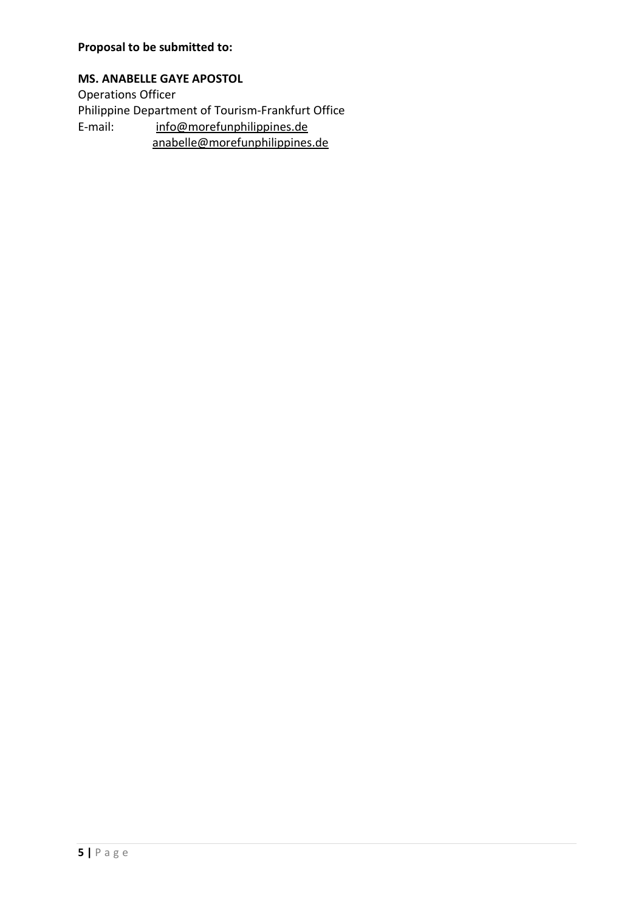**Proposal to be submitted to:**

**MS. ANABELLE GAYE APOSTOL**
Operations Officer
Philippine Department of Tourism-Frankfurt Office
E-mail: info@morefunphilippines.de
anabelle@morefunphilippines.de